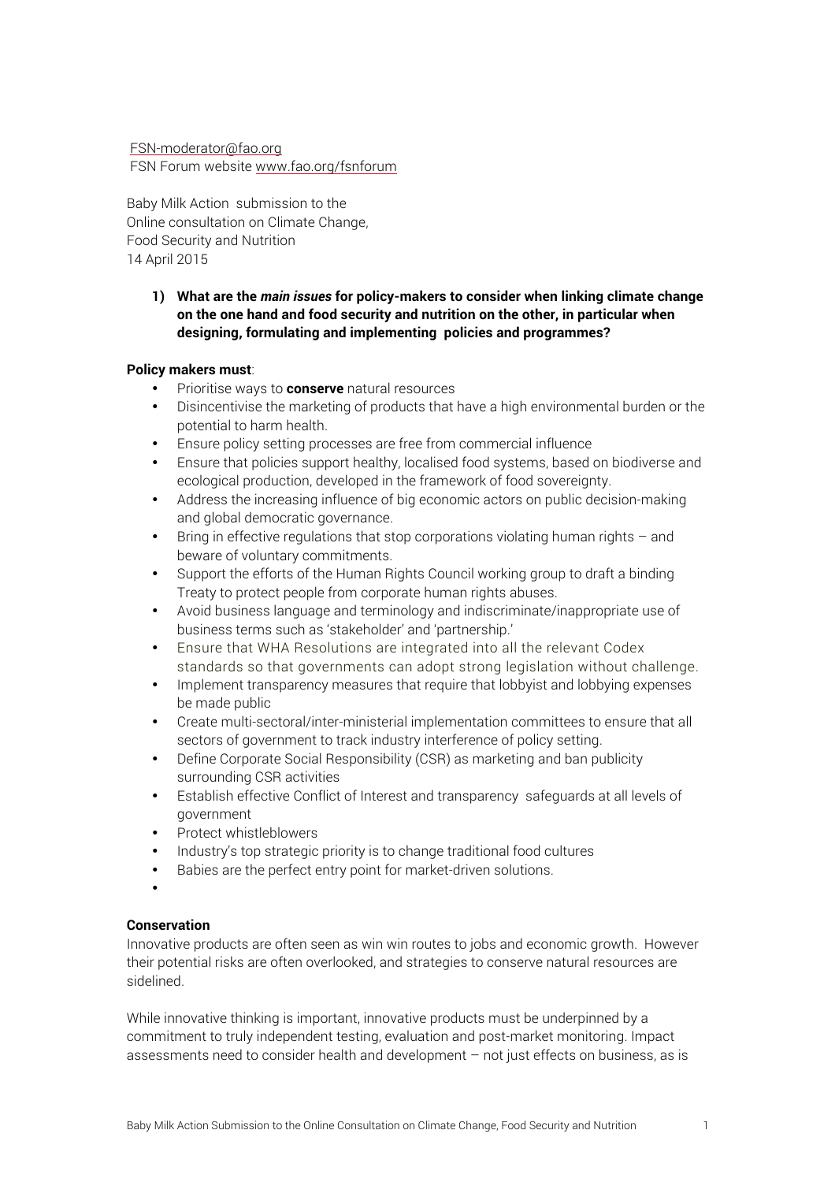FSN-moderator@fao.org
FSN Forum website www.fao.org/fsnforum

Baby Milk Action submission to the
Online consultation on Climate Change,
Food Security and Nutrition
14 April 2015

1) **What are the *main issues* for policy-makers to consider when linking climate change on the one hand and food security and nutrition on the other, in particular when designing, formulating and implementing policies and programmes?**

**Policy makers must**:

- Prioritise ways to **conserve** natural resources
- Disincentivise the marketing of products that have a high environmental burden or the potential to harm health.
- Ensure policy setting processes are free from commercial influence
- Ensure that policies support healthy, localised food systems, based on biodiverse and ecological production, developed in the framework of food sovereignty.
- Address the increasing influence of big economic actors on public decision-making and global democratic governance.
- Bring in effective regulations that stop corporations violating human rights – and beware of voluntary commitments.
- Support the efforts of the Human Rights Council working group to draft a binding Treaty to protect people from corporate human rights abuses.
- Avoid business language and terminology and indiscriminate/inappropriate use of business terms such as 'stakeholder' and 'partnership.'
- Ensure that WHA Resolutions are integrated into all the relevant Codex standards so that governments can adopt strong legislation without challenge.
- Implement transparency measures that require that lobbyist and lobbying expenses be made public
- Create multi-sectoral/inter-ministerial implementation committees to ensure that all sectors of government to track industry interference of policy setting.
- Define Corporate Social Responsibility (CSR) as marketing and ban publicity surrounding CSR activities
- Establish effective Conflict of Interest and transparency safeguards at all levels of government
- Protect whistleblowers
- Industry's top strategic priority is to change traditional food cultures
- Babies are the perfect entry point for market-driven solutions.

**Conservation**

Innovative products are often seen as win win routes to jobs and economic growth. However their potential risks are often overlooked, and strategies to conserve natural resources are sidelined.

While innovative thinking is important, innovative products must be underpinned by a commitment to truly independent testing, evaluation and post-market monitoring. Impact assessments need to consider health and development – not just effects on business, as is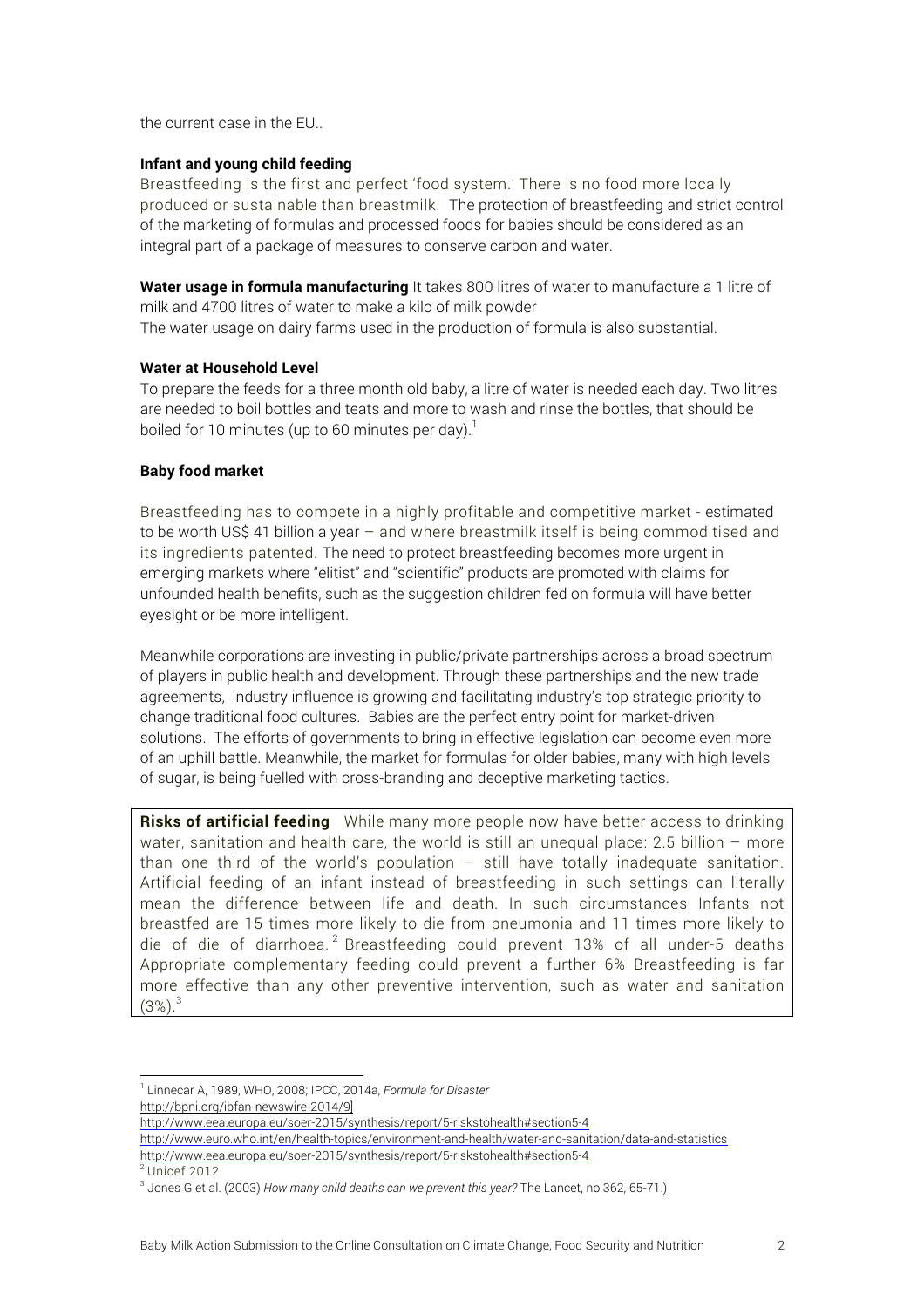the current case in the EU..

**Infant and young child feeding**

Breastfeeding is the first and perfect 'food system.' There is no food more locally produced or sustainable than breastmilk. The protection of breastfeeding and strict control of the marketing of formulas and processed foods for babies should be considered as an integral part of a package of measures to conserve carbon and water.

**Water usage in formula manufacturing** It takes 800 litres of water to manufacture a 1 litre of milk and 4700 litres of water to make a kilo of milk powder

The water usage on dairy farms used in the production of formula is also substantial.

**Water at Household Level**

To prepare the feeds for a three month old baby, a litre of water is needed each day. Two litres are needed to boil bottles and teats and more to wash and rinse the bottles, that should be boiled for 10 minutes (up to 60 minutes per day).[1]

**Baby food market**

Breastfeeding has to compete in a highly profitable and competitive market - estimated to be worth US$ 41 billion a year – and where breastmilk itself is being commoditised and its ingredients patented. The need to protect breastfeeding becomes more urgent in emerging markets where "elitist" and "scientific" products are promoted with claims for unfounded health benefits, such as the suggestion children fed on formula will have better eyesight or be more intelligent.

Meanwhile corporations are investing in public/private partnerships across a broad spectrum of players in public health and development. Through these partnerships and the new trade agreements, industry influence is growing and facilitating industry's top strategic priority to change traditional food cultures. Babies are the perfect entry point for market-driven solutions. The efforts of governments to bring in effective legislation can become even more of an uphill battle. Meanwhile, the market for formulas for older babies, many with high levels of sugar, is being fuelled with cross-branding and deceptive marketing tactics.

**Risks of artificial feeding** While many more people now have better access to drinking water, sanitation and health care, the world is still an unequal place: 2.5 billion – more than one third of the world's population – still have totally inadequate sanitation. Artificial feeding of an infant instead of breastfeeding in such settings can literally mean the difference between life and death. In such circumstances Infants not breastfed are 15 times more likely to die from pneumonia and 11 times more likely to die of die of diarrhoea.[2] Breastfeeding could prevent 13% of all under-5 deaths Appropriate complementary feeding could prevent a further 6% Breastfeeding is far more effective than any other preventive intervention, such as water and sanitation (3%).[3]

---

[1] Linnecar A, 1989, WHO, 2008; IPCC, 2014a, *Formula for Disaster*
http://bpni.org/ibfan-newswire-2014/9]
http://www.eea.europa.eu/soer-2015/synthesis/report/5-riskstohealth#section5-4
http://www.euro.who.int/en/health-topics/environment-and-health/water-and-sanitation/data-and-statistics
http://www.eea.europa.eu/soer-2015/synthesis/report/5-riskstohealth#section5-4

[2] Unicef 2012

[3] Jones G et al. (2003) *How many child deaths can we prevent this year?* The Lancet, no 362, 65-71.)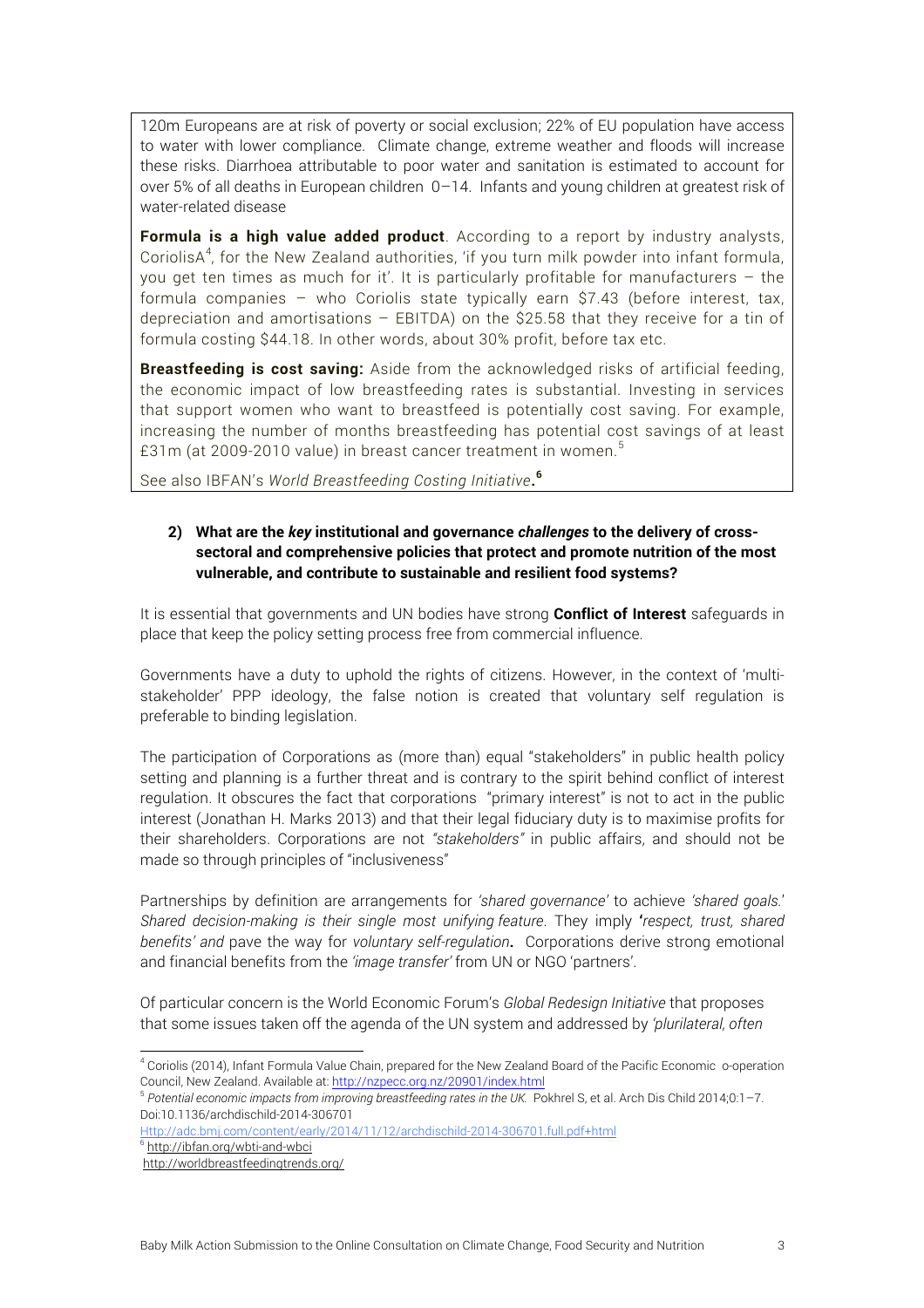120m Europeans are at risk of poverty or social exclusion; 22% of EU population have access to water with lower compliance. Climate change, extreme weather and floods will increase these risks. Diarrhoea attributable to poor water and sanitation is estimated to account for over 5% of all deaths in European children 0–14. Infants and young children at greatest risk of water-related disease

**Formula is a high value added product**. According to a report by industry analysts, CoriolisA[4], for the New Zealand authorities, 'if you turn milk powder into infant formula, you get ten times as much for it'. It is particularly profitable for manufacturers – the formula companies – who Coriolis state typically earn $7.43 (before interest, tax, depreciation and amortisations – EBITDA) on the $25.58 that they receive for a tin of formula costing $44.18. In other words, about 30% profit, before tax etc.

**Breastfeeding is cost saving:** Aside from the acknowledged risks of artificial feeding, the economic impact of low breastfeeding rates is substantial. Investing in services that support women who want to breastfeed is potentially cost saving. For example, increasing the number of months breastfeeding has potential cost savings of at least £31m (at 2009-2010 value) in breast cancer treatment in women.[5]

See also IBFAN's *World Breastfeeding Costing Initiative*.[6]

**2) What are the *key* institutional and governance *challenges* to the delivery of cross-sectoral and comprehensive policies that protect and promote nutrition of the most vulnerable, and contribute to sustainable and resilient food systems?**

It is essential that governments and UN bodies have strong **Conflict of Interest** safeguards in place that keep the policy setting process free from commercial influence.

Governments have a duty to uphold the rights of citizens. However, in the context of 'multi-stakeholder' PPP ideology, the false notion is created that voluntary self regulation is preferable to binding legislation.

The participation of Corporations as (more than) equal "stakeholders" in public health policy setting and planning is a further threat and is contrary to the spirit behind conflict of interest regulation. It obscures the fact that corporations "primary interest" is not to act in the public interest (Jonathan H. Marks 2013) and that their legal fiduciary duty is to maximise profits for their shareholders. Corporations are not *"stakeholders"* in public affairs, and should not be made so through principles of "inclusiveness"

Partnerships by definition are arrangements for *'shared governance'* to achieve *'shared goals.' Shared decision-making is their single most unifying feature*. They imply ***'****respect, trust, shared benefits' and* pave the way for *voluntary self-regulation***.** Corporations derive strong emotional and financial benefits from the *'image transfer'* from UN or NGO 'partners'.

Of particular concern is the World Economic Forum's *Global Redesign Initiative* that proposes that some issues taken off the agenda of the UN system and addressed by *'plurilateral, often*

---

[4] Coriolis (2014), Infant Formula Value Chain, prepared for the New Zealand Board of the Pacific Economic o-operation Council, New Zealand. Available at: http://nzpecc.org.nz/20901/index.html

[5] *Potential economic impacts from improving breastfeeding rates in the UK.* Pokhrel S, et al. Arch Dis Child 2014;0:1–7. Doi:10.1136/archdischild-2014-306701
Http://adc.bmj.com/content/early/2014/11/12/archdischild-2014-306701.full.pdf+html

[6] http://ibfan.org/wbti-and-wbci
http://worldbreastfeedingtrends.org/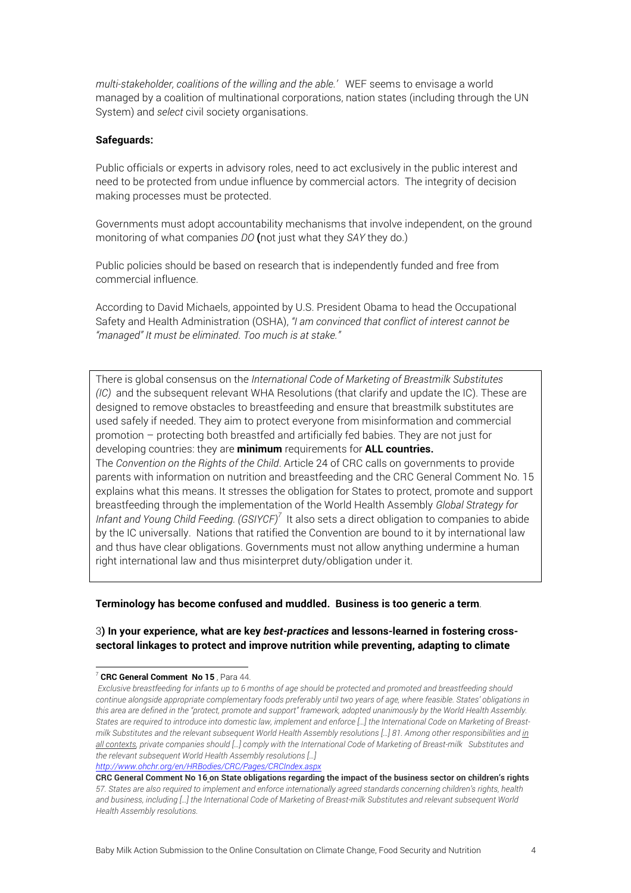*multi-stakeholder, coalitions of the willing and the able.'* WEF seems to envisage a world managed by a coalition of multinational corporations, nation states (including through the UN System) and *select* civil society organisations.

**Safeguards:**

Public officials or experts in advisory roles, need to act exclusively in the public interest and need to be protected from undue influence by commercial actors. The integrity of decision making processes must be protected.

Governments must adopt accountability mechanisms that involve independent, on the ground monitoring of what companies *DO* **(**not just what they *SAY* they do.)

Public policies should be based on research that is independently funded and free from commercial influence.

According to David Michaels, appointed by U.S. President Obama to head the Occupational Safety and Health Administration (OSHA), *"I am convinced that conflict of interest cannot be "managed" It must be eliminated. Too much is at stake."*

There is global consensus on the *International Code of Marketing of Breastmilk Substitutes (IC)* and the subsequent relevant WHA Resolutions (that clarify and update the IC). These are designed to remove obstacles to breastfeeding and ensure that breastmilk substitutes are used safely if needed. They aim to protect everyone from misinformation and commercial promotion – protecting both breastfed and artificially fed babies. They are not just for developing countries: they are **minimum** requirements for **ALL countries.**

The *Convention on the Rights of the Child*. Article 24 of CRC calls on governments to provide parents with information on nutrition and breastfeeding and the CRC General Comment No. 15 explains what this means. It stresses the obligation for States to protect, promote and support breastfeeding through the implementation of the World Health Assembly *Global Strategy for Infant and Young Child Feeding. (GSIYCF)*[7] It also sets a direct obligation to companies to abide by the IC universally. Nations that ratified the Convention are bound to it by international law and thus have clear obligations. Governments must not allow anything undermine a human right international law and thus misinterpret duty/obligation under it.

**Terminology has become confused and muddled. Business is too generic a term**.

3**) In your experience, what are key *best-practices* and lessons-learned in fostering cross-sectoral linkages to protect and improve nutrition while preventing, adapting to climate**

---

[7] **CRC General Comment No 15** , Para 44.

*Exclusive breastfeeding for infants up to 6 months of age should be protected and promoted and breastfeeding should continue alongside appropriate complementary foods preferably until two years of age, where feasible. States' obligations in this area are defined in the "protect, promote and support" framework, adopted unanimously by the World Health Assembly. States are required to introduce into domestic law, implement and enforce […] the International Code on Marketing of Breast-milk Substitutes and the relevant subsequent World Health Assembly resolutions […] 81. Among other responsibilities and in all contexts, private companies should […] comply with the International Code of Marketing of Breast-milk Substitutes and the relevant subsequent World Health Assembly resolutions […]*

*http://www.ohchr.org/en/HRBodies/CRC/Pages/CRCIndex.aspx*

**CRC General Comment No 16 on State obligations regarding the impact of the business sector on children's rights**

*57. States are also required to implement and enforce internationally agreed standards concerning children's rights, health and business, including […] the International Code of Marketing of Breast-milk Substitutes and relevant subsequent World Health Assembly resolutions.*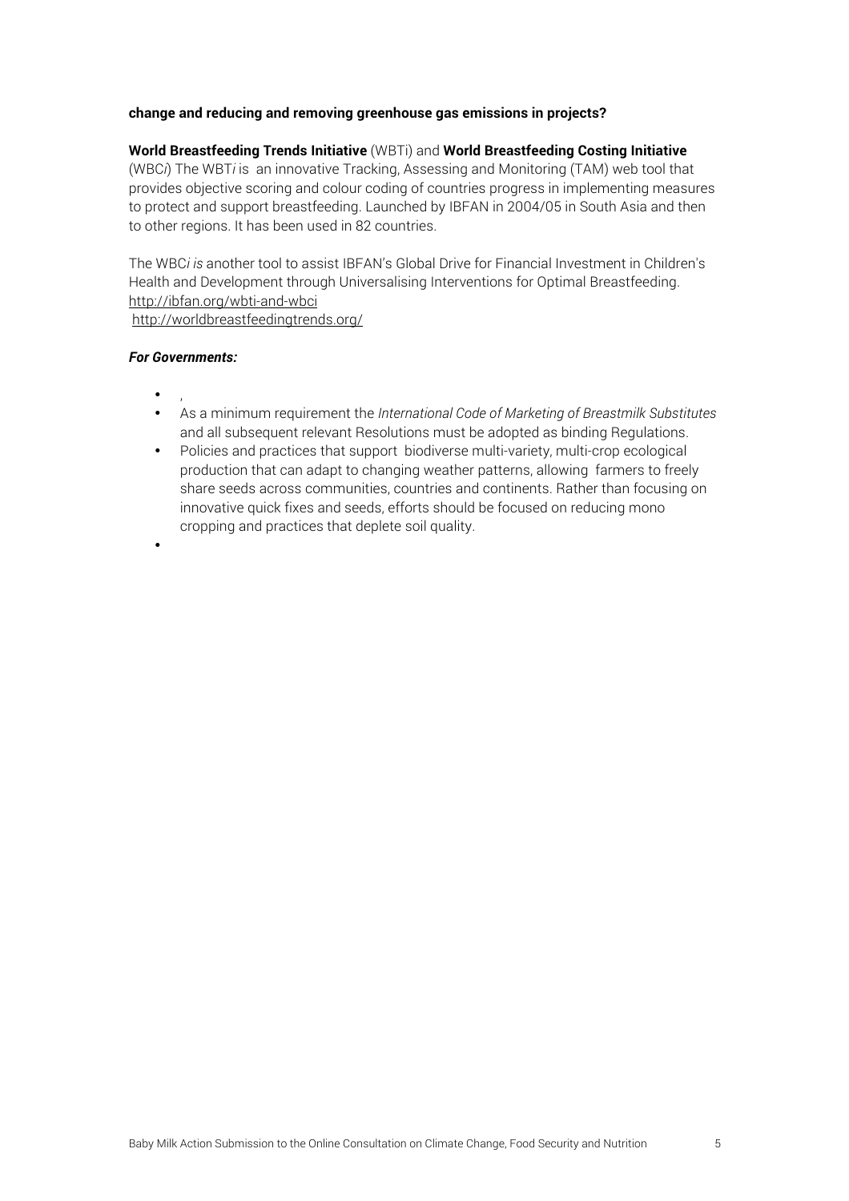**change and reducing and removing greenhouse gas emissions in projects?**

**World Breastfeeding Trends Initiative** (WBTi) and **World Breastfeeding Costing Initiative** (WBC*i*) The WBT*i* is an innovative Tracking, Assessing and Monitoring (TAM) web tool that provides objective scoring and colour coding of countries progress in implementing measures to protect and support breastfeeding. Launched by IBFAN in 2004/05 in South Asia and then to other regions. It has been used in 82 countries.

The WBC*i is* another tool to assist IBFAN's Global Drive for Financial Investment in Children's Health and Development through Universalising Interventions for Optimal Breastfeeding.
http://ibfan.org/wbti-and-wbci
http://worldbreastfeedingtrends.org/

***For Governments:***

- ,
- As a minimum requirement the *International Code of Marketing of Breastmilk Substitutes* and all subsequent relevant Resolutions must be adopted as binding Regulations.
- Policies and practices that support biodiverse multi-variety, multi-crop ecological production that can adapt to changing weather patterns, allowing farmers to freely share seeds across communities, countries and continents. Rather than focusing on innovative quick fixes and seeds, efforts should be focused on reducing mono cropping and practices that deplete soil quality.
-